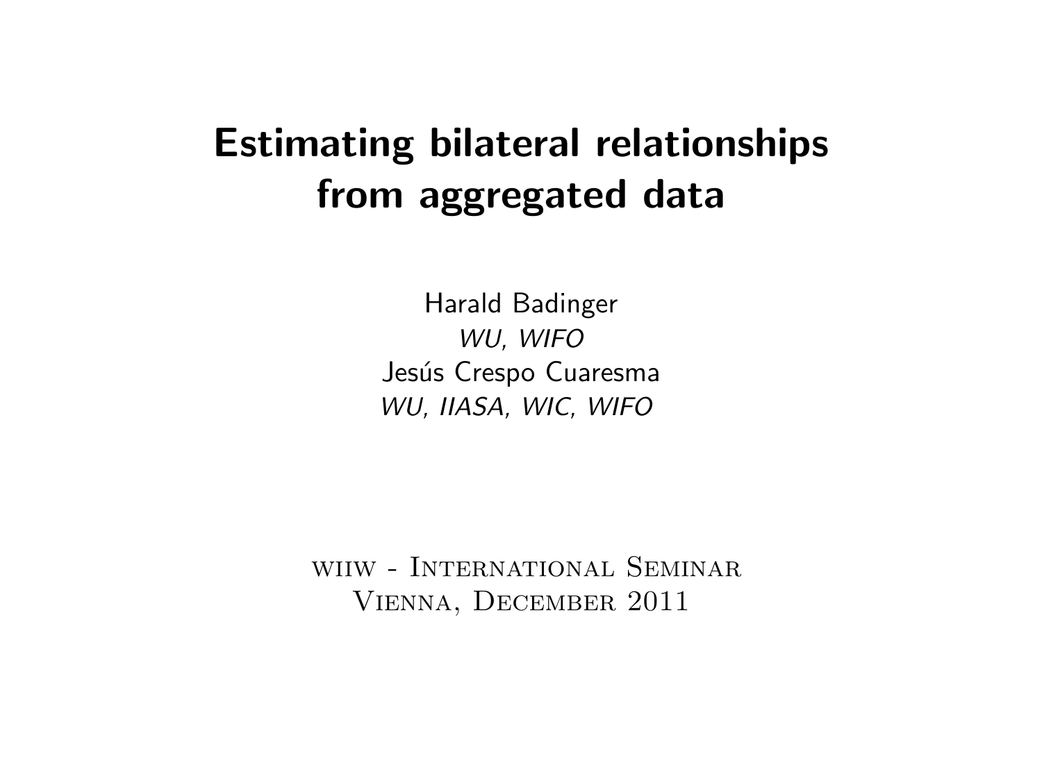# Estimating bilateral relationships from aggregated data

Harald Badinger
*WU, WIFO*
Jesús Crespo Cuaresma
*WU, IIASA, WIC, WIFO*

wiiw - International Seminar
Vienna, December 2011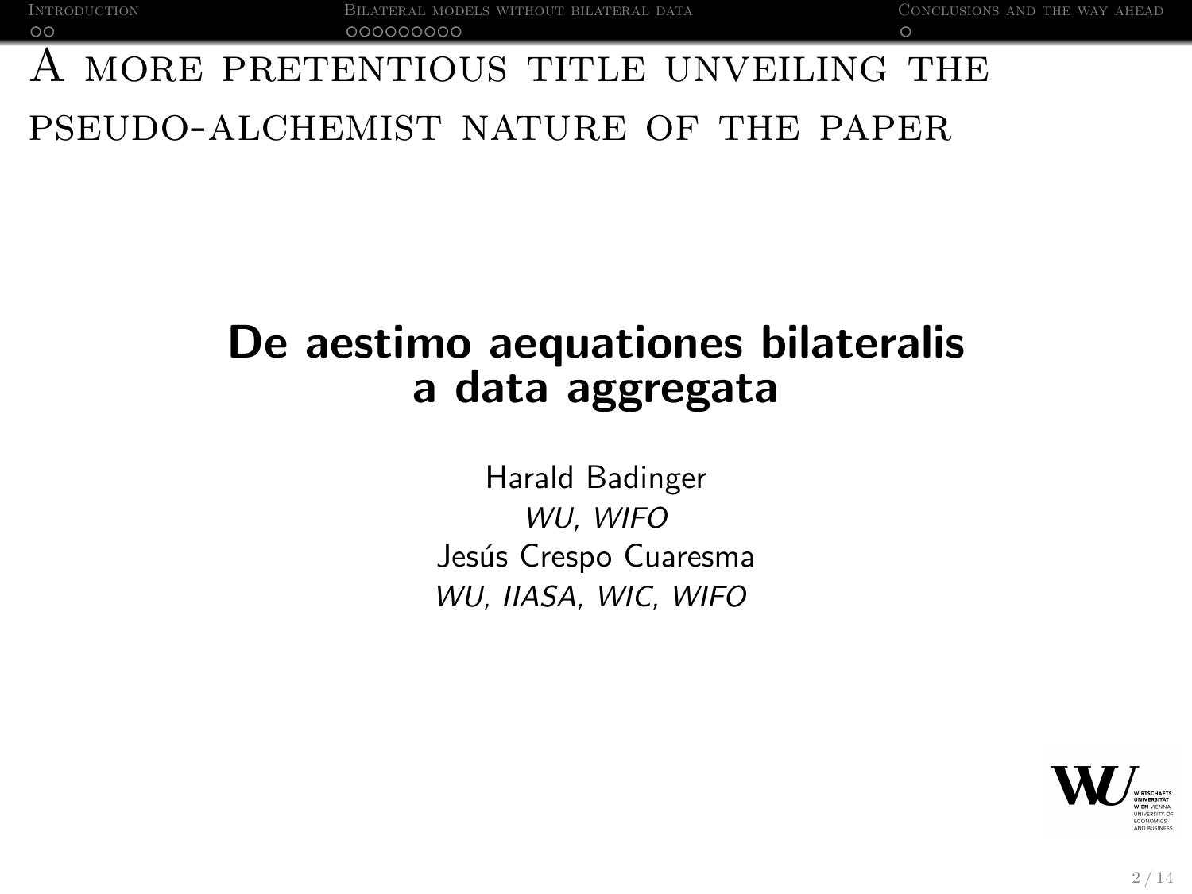# A more pretentious title unveiling the pseudo-alchemist nature of the paper

## De aestimo aequationes bilateralis a data aggregata

Harald Badinger
*WU, WIFO*
Jesús Crespo Cuaresma
*WU, IIASA, WIC, WIFO*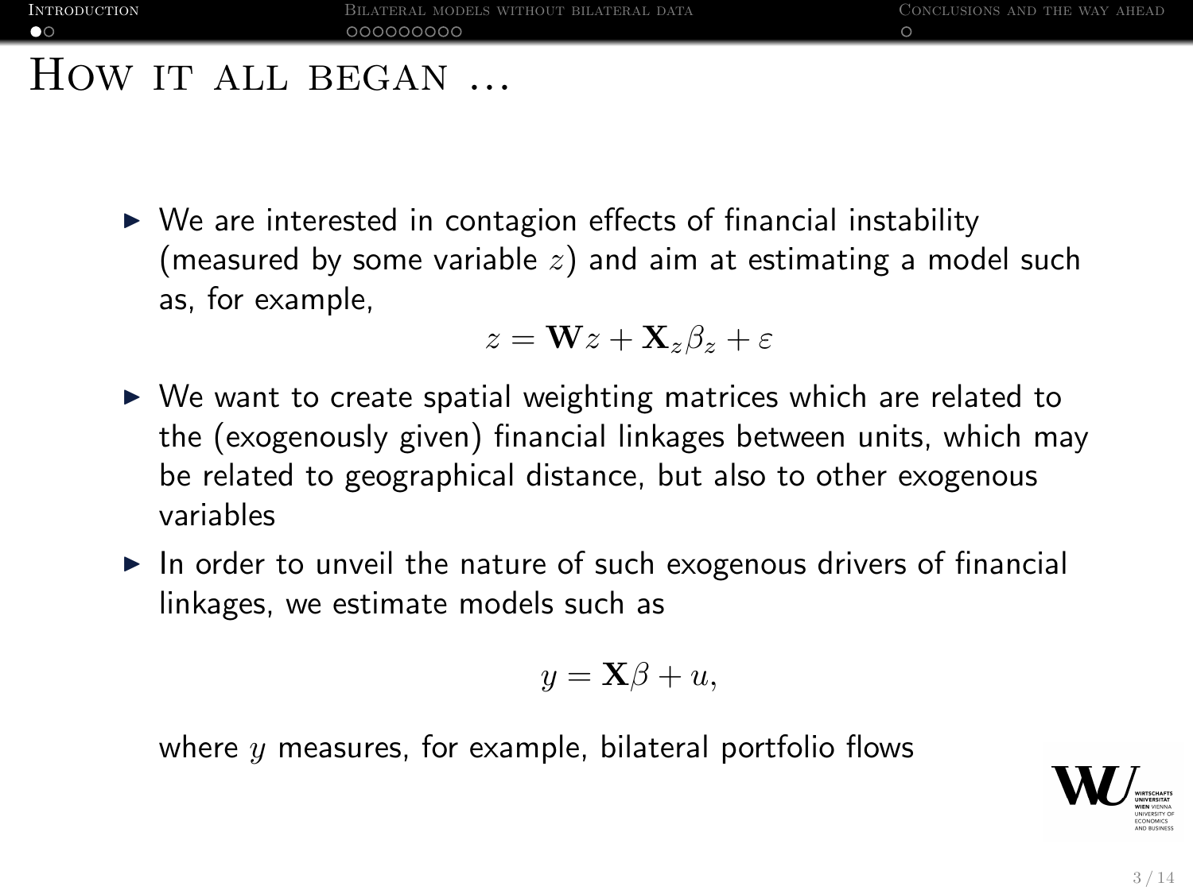# How it all began ...

- We are interested in contagion effects of financial instability (measured by some variable $z$) and aim at estimating a model such as, for example,

$$z = \mathbf{W}z + \mathbf{X}_z\beta_z + \varepsilon$$

- We want to create spatial weighting matrices which are related to the (exogenously given) financial linkages between units, which may be related to geographical distance, but also to other exogenous variables
- In order to unveil the nature of such exogenous drivers of financial linkages, we estimate models such as

$$y = \mathbf{X}\beta + u,$$

where $y$ measures, for example, bilateral portfolio flows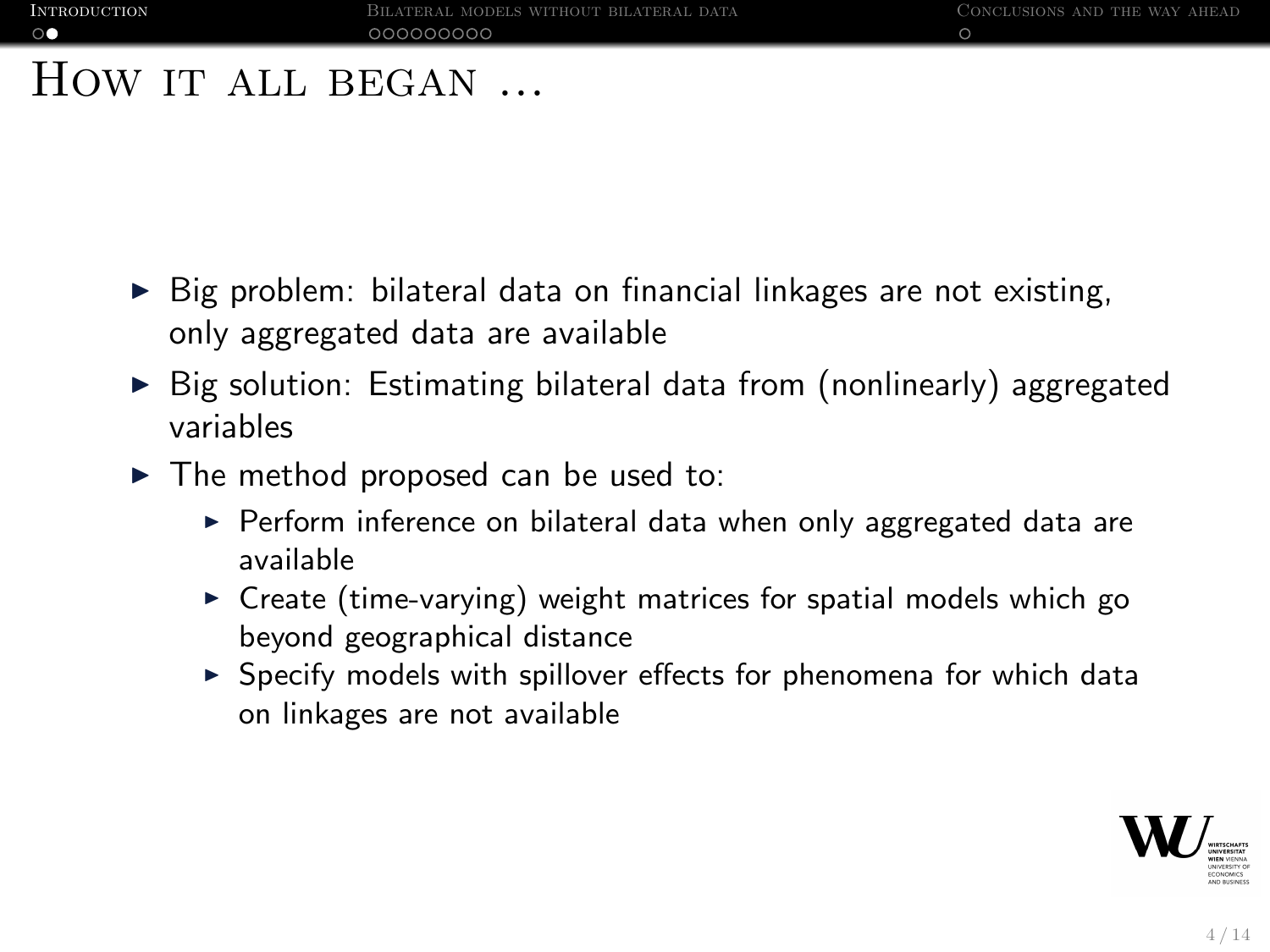# How it all began ...

- Big problem: bilateral data on financial linkages are not existing, only aggregated data are available
- Big solution: Estimating bilateral data from (nonlinearly) aggregated variables
- The method proposed can be used to:
  - Perform inference on bilateral data when only aggregated data are available
  - Create (time-varying) weight matrices for spatial models which go beyond geographical distance
  - Specify models with spillover effects for phenomena for which data on linkages are not available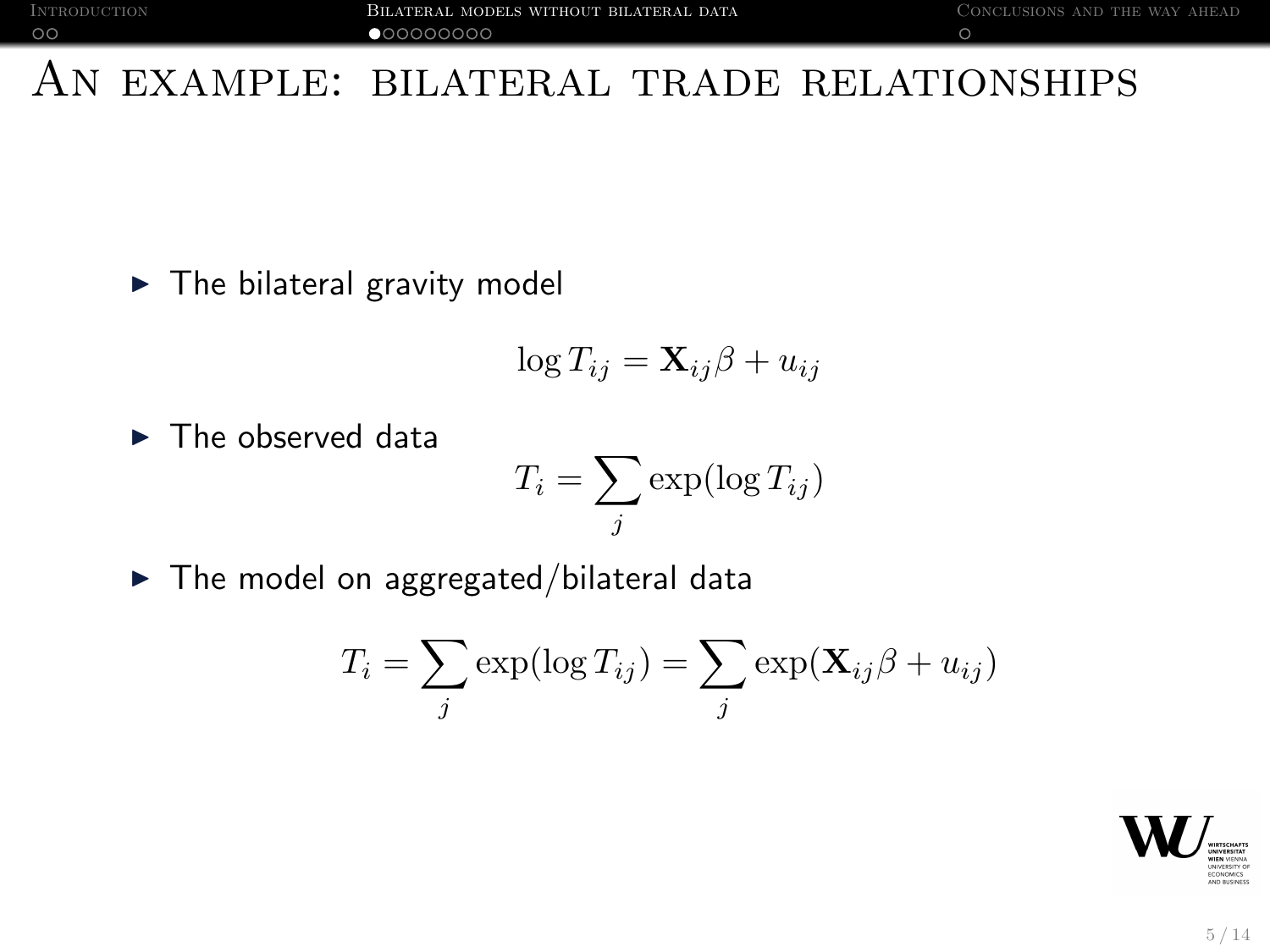# An example: bilateral trade relationships

- The bilateral gravity model

$$\log T_{ij} = \mathbf{X}_{ij}\beta + u_{ij}$$

- The observed data

$$T_i = \sum_j \exp(\log T_{ij})$$

- The model on aggregated/bilateral data

$$T_i = \sum_j \exp(\log T_{ij}) = \sum_j \exp(\mathbf{X}_{ij}\beta + u_{ij})$$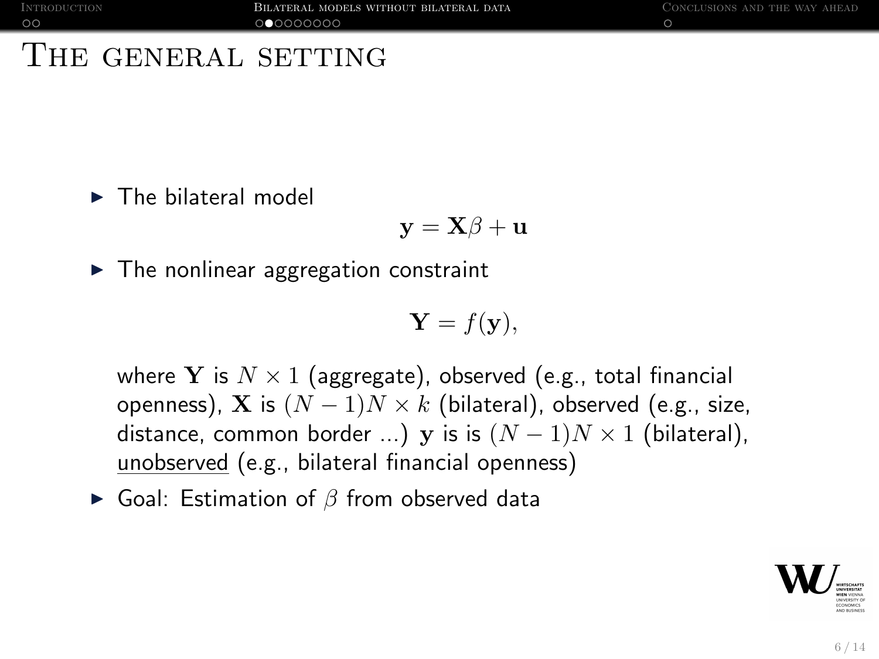# The general setting

- The bilateral model

$$\mathbf{y} = \mathbf{X}\beta + \mathbf{u}$$

- The nonlinear aggregation constraint

$$\mathbf{Y} = f(\mathbf{y}),$$

  where $\mathbf{Y}$ is $N \times 1$ (aggregate), observed (e.g., total financial openness), $\mathbf{X}$ is $(N-1)N \times k$ (bilateral), observed (e.g., size, distance, common border ...) $\mathbf{y}$ is is $(N-1)N \times 1$ (bilateral), unobserved (e.g., bilateral financial openness)

- Goal: Estimation of $\beta$ from observed data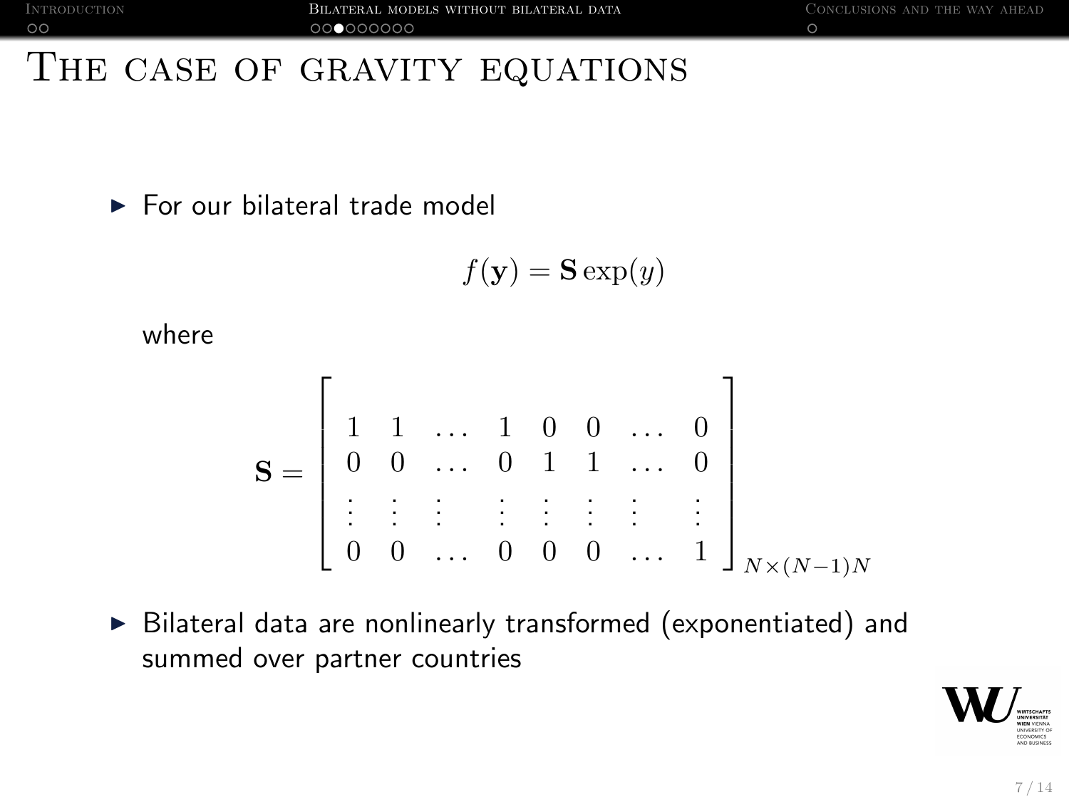# The case of gravity equations

- For our bilateral trade model

$$f(\mathbf{y}) = \mathbf{S}\exp(y)$$

where

$$\mathbf{S} = \begin{bmatrix} 1 & 1 & \dots & 1 & 0 & 0 & \dots & 0 \\ 0 & 0 & \dots & 0 & 1 & 1 & \dots & 0 \\ \vdots & \vdots & \vdots & \vdots & \vdots & \vdots & \vdots & \vdots \\ 0 & 0 & \dots & 0 & 0 & 0 & \dots & 1 \end{bmatrix}_{N \times (N-1)N}$$

- Bilateral data are nonlinearly transformed (exponentiated) and summed over partner countries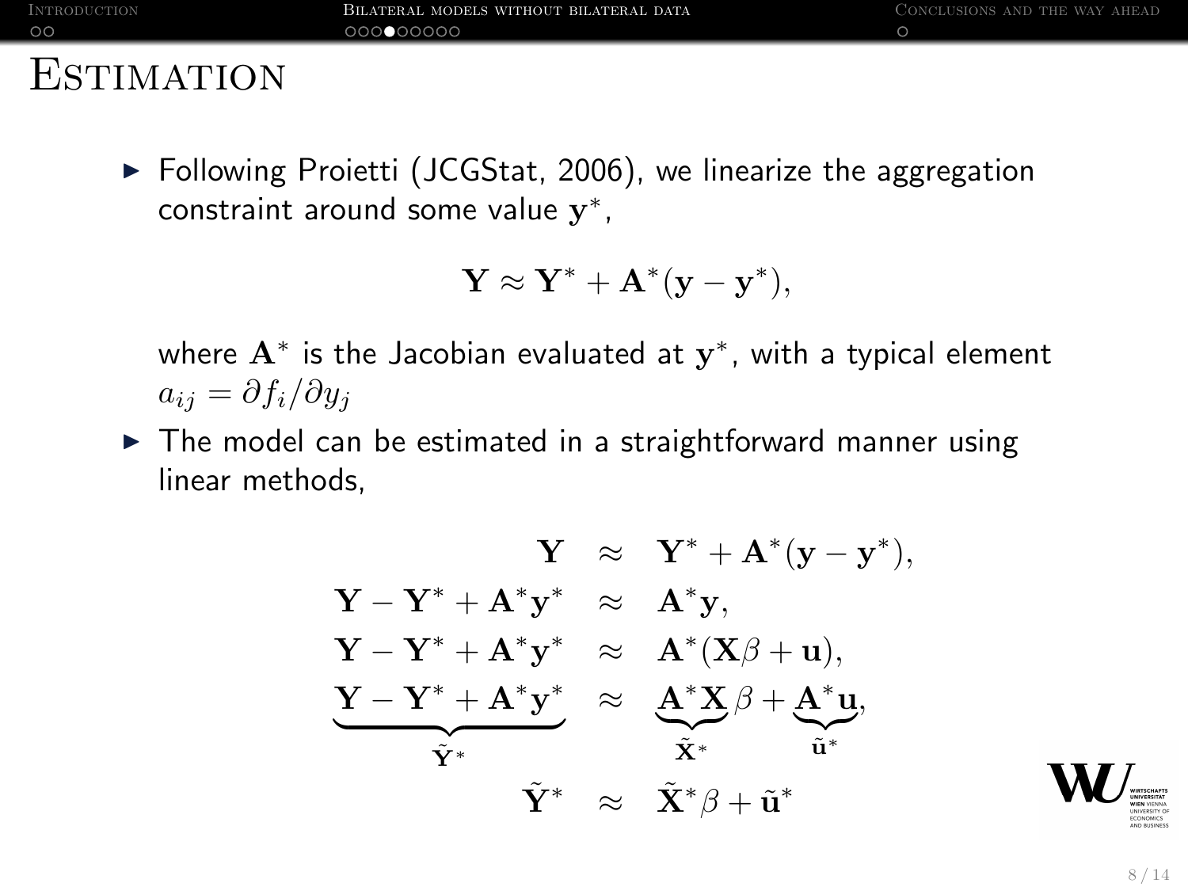# Estimation

- Following Proietti (JCGStat, 2006), we linearize the aggregation constraint around some value $\mathbf{y}^*$,

$$\mathbf{Y} \approx \mathbf{Y}^* + \mathbf{A}^*(\mathbf{y} - \mathbf{y}^*),$$

where $\mathbf{A}^*$ is the Jacobian evaluated at $\mathbf{y}^*$, with a typical element $a_{ij} = \partial f_i / \partial y_j$

- The model can be estimated in a straightforward manner using linear methods,

$$
\begin{aligned}
\mathbf{Y} &\approx \mathbf{Y}^* + \mathbf{A}^*(\mathbf{y} - \mathbf{y}^*), \\
\mathbf{Y} - \mathbf{Y}^* + \mathbf{A}^*\mathbf{y}^* &\approx \mathbf{A}^*\mathbf{y}, \\
\mathbf{Y} - \mathbf{Y}^* + \mathbf{A}^*\mathbf{y}^* &\approx \mathbf{A}^*(\mathbf{X}\beta + \mathbf{u}), \\
\underbrace{\mathbf{Y} - \mathbf{Y}^* + \mathbf{A}^*\mathbf{y}^*}_{\tilde{\mathbf{Y}}^*} &\approx \underbrace{\mathbf{A}^*\mathbf{X}}_{\tilde{\mathbf{X}}^*}\beta + \underbrace{\mathbf{A}^*\mathbf{u}}_{\tilde{\mathbf{u}}^*}, \\
\tilde{\mathbf{Y}}^* &\approx \tilde{\mathbf{X}}^*\beta + \tilde{\mathbf{u}}^*
\end{aligned}
$$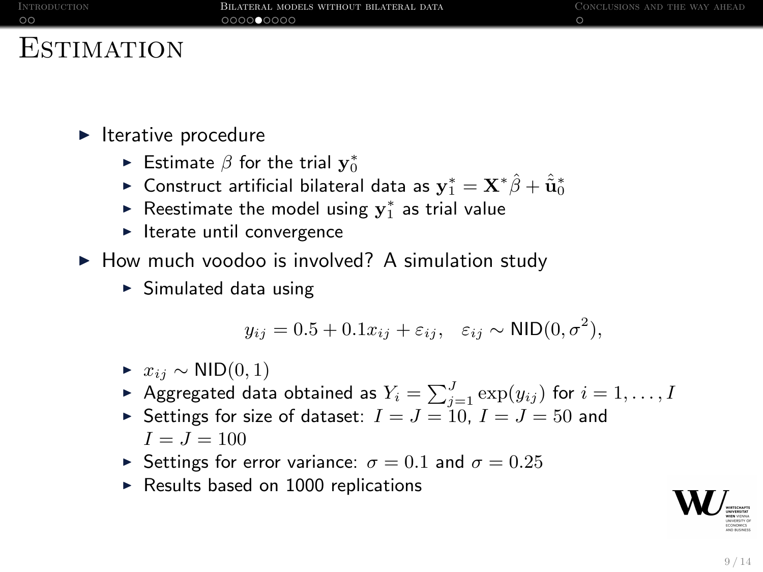# Estimation

- Iterative procedure
  - Estimate $\beta$ for the trial $\mathbf{y}_0^*$
  - Construct artificial bilateral data as $\mathbf{y}_1^* = \mathbf{X}^* \hat{\beta} + \hat{\hat{\mathbf{u}}}_0^*$
  - Reestimate the model using $\mathbf{y}_1^*$ as trial value
  - Iterate until convergence
- How much voodoo is involved? A simulation study
  - Simulated data using

$$y_{ij} = 0.5 + 0.1 x_{ij} + \varepsilon_{ij}, \quad \varepsilon_{ij} \sim \mathsf{NID}(0, \sigma^2),$$

  - $x_{ij} \sim \mathsf{NID}(0, 1)$
  - Aggregated data obtained as $Y_i = \sum_{j=1}^{J} \exp(y_{ij})$ for $i = 1, \ldots, I$
  - Settings for size of dataset: $I = J = 10$, $I = J = 50$ and $I = J = 100$
  - Settings for error variance: $\sigma = 0.1$ and $\sigma = 0.25$
  - Results based on 1000 replications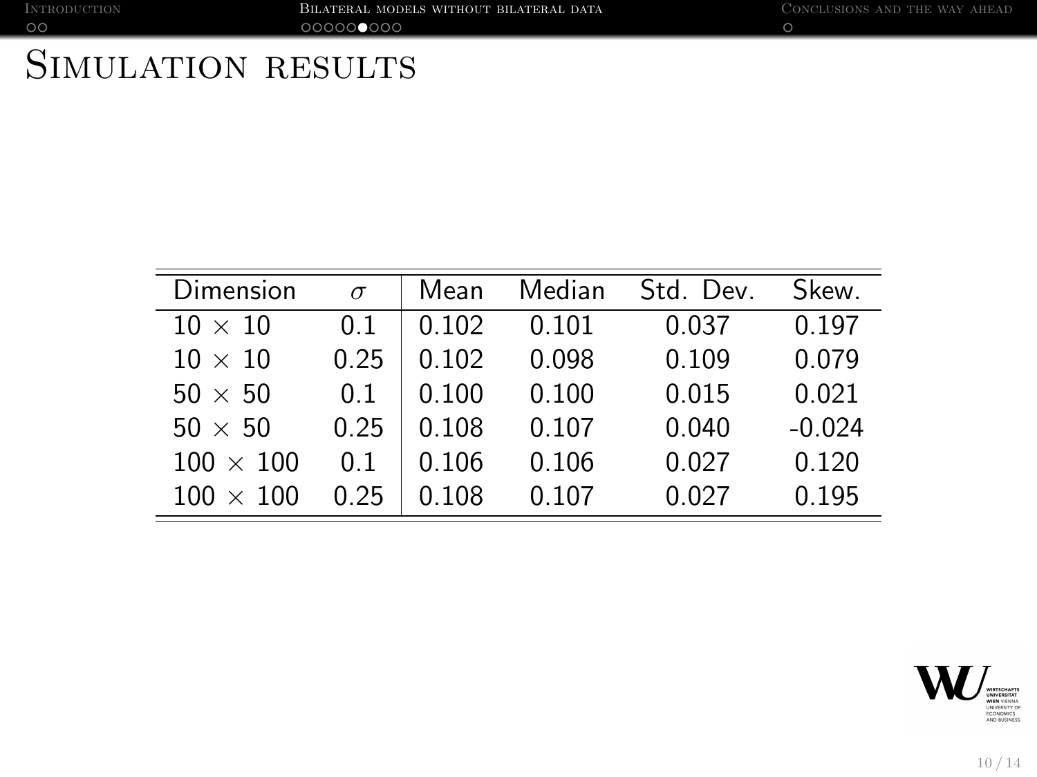# Simulation results

| Dimension | $\sigma$ | Mean | Median | Std. Dev. | Skew. |
|---|---|---|---|---|---|
| $10 \times 10$ | 0.1 | 0.102 | 0.101 | 0.037 | 0.197 |
| $10 \times 10$ | 0.25 | 0.102 | 0.098 | 0.109 | 0.079 |
| $50 \times 50$ | 0.1 | 0.100 | 0.100 | 0.015 | 0.021 |
| $50 \times 50$ | 0.25 | 0.108 | 0.107 | 0.040 | -0.024 |
| $100 \times 100$ | 0.1 | 0.106 | 0.106 | 0.027 | 0.120 |
| $100 \times 100$ | 0.25 | 0.108 | 0.107 | 0.027 | 0.195 |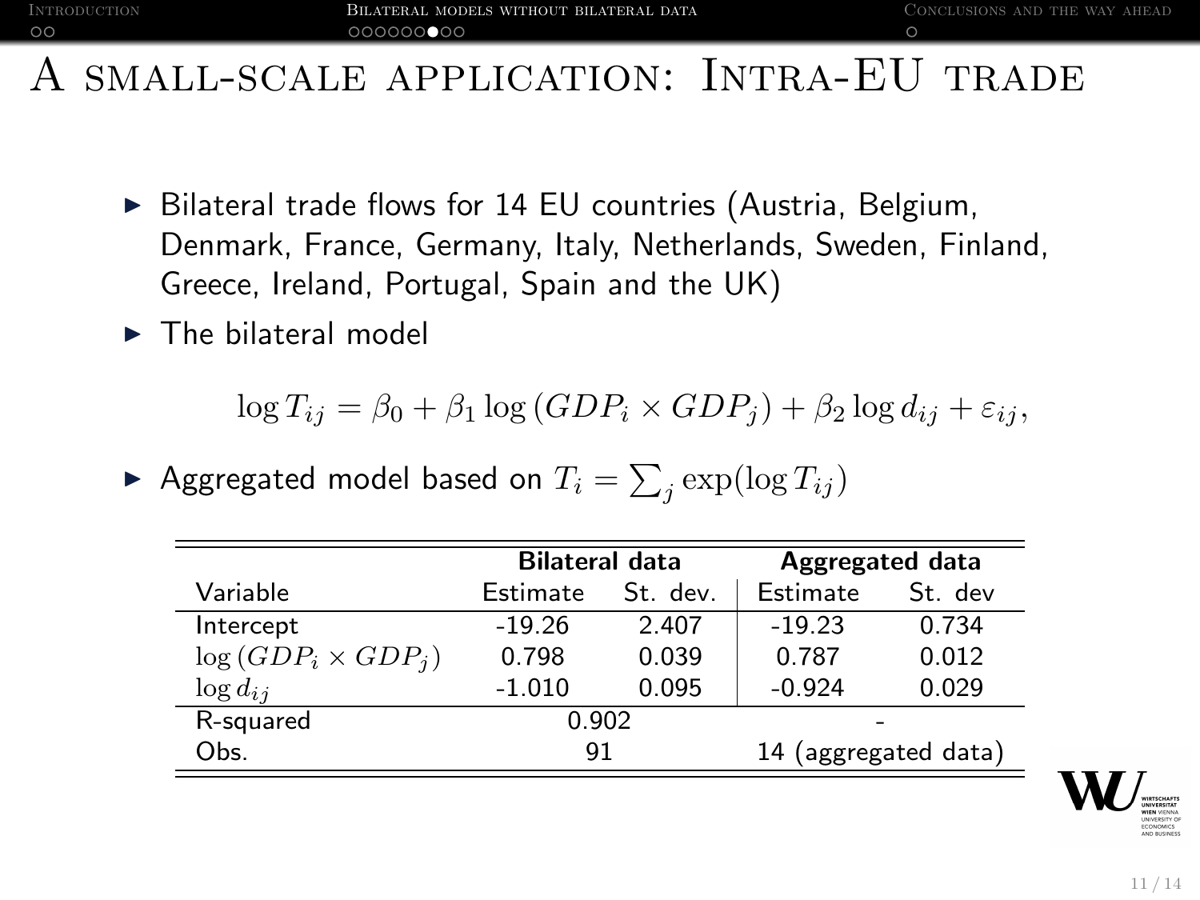# A small-scale application: Intra-EU trade

- Bilateral trade flows for 14 EU countries (Austria, Belgium, Denmark, France, Germany, Italy, Netherlands, Sweden, Finland, Greece, Ireland, Portugal, Spain and the UK)
- The bilateral model

$$\log T_{ij} = \beta_0 + \beta_1 \log\left(GDP_i \times GDP_j\right) + \beta_2 \log d_{ij} + \varepsilon_{ij},$$

- Aggregated model based on $T_i = \sum_j \exp(\log T_{ij})$

| | **Bilateral data** | | **Aggregated data** | |
|---|---|---|---|---|
| Variable | Estimate | St. dev. | Estimate | St. dev |
| Intercept | -19.26 | 2.407 | -19.23 | 0.734 |
| $\log\left(GDP_i \times GDP_j\right)$ | 0.798 | 0.039 | 0.787 | 0.012 |
| $\log d_{ij}$ | -1.010 | 0.095 | -0.924 | 0.029 |
| R-squared | 0.902 | | - | |
| Obs. | 91 | | 14 (aggregated data) | |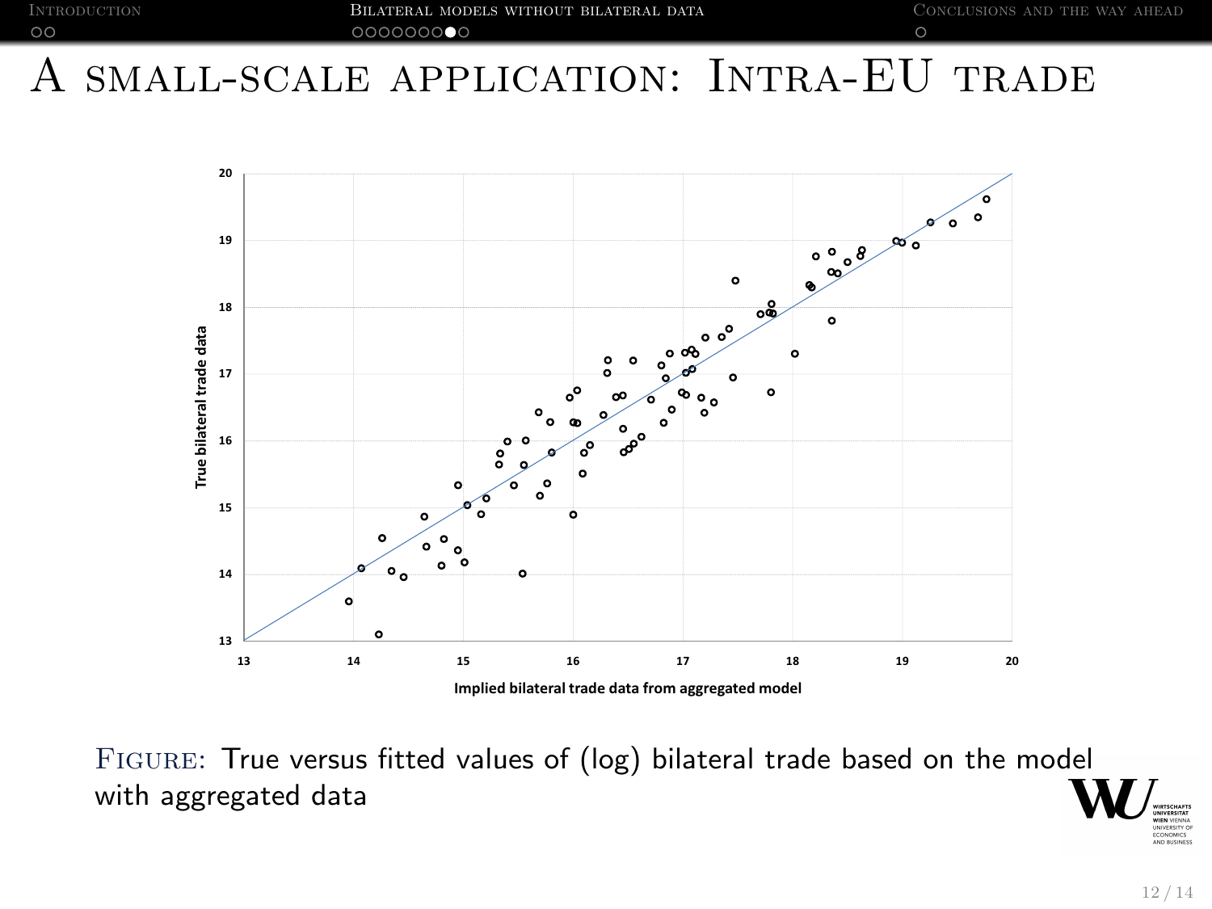# A small-scale application: Intra-EU trade

FIGURE: True versus fitted values of (log) bilateral trade based on the model with aggregated data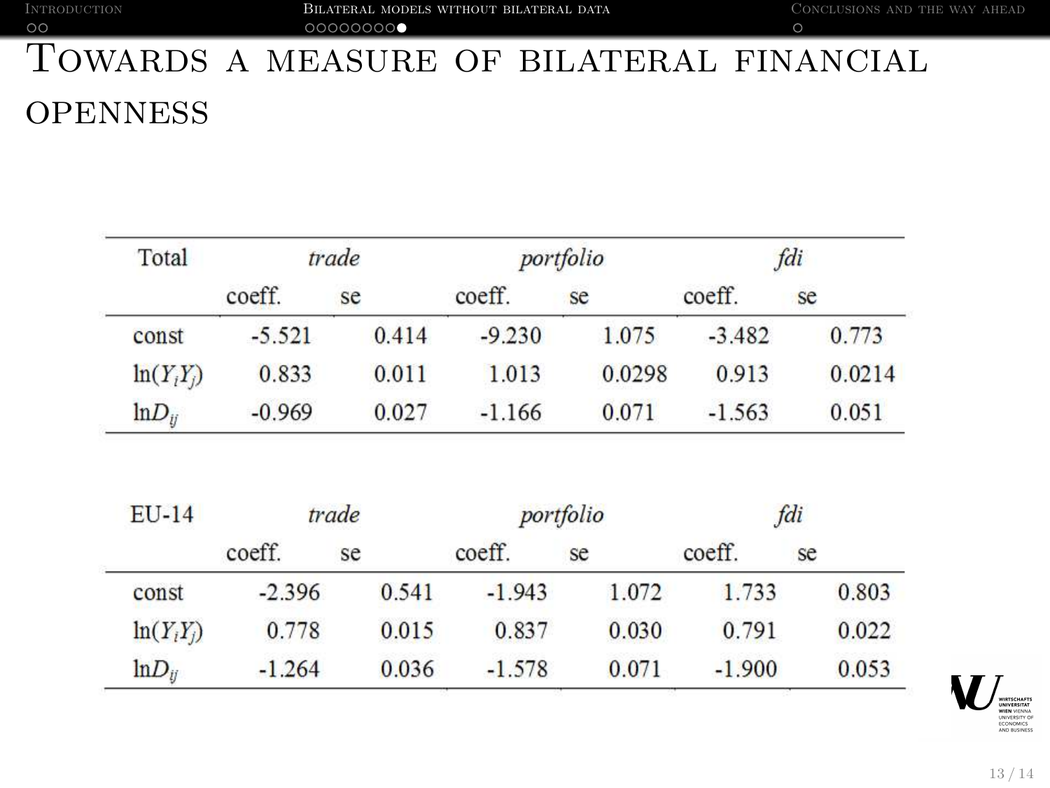# Towards a measure of bilateral financial openness

| Total | *trade* | | *portfolio* | | *fdi* | |
|---|---|---|---|---|---|---|
| | coeff. | se | coeff. | se | coeff. | se |
| const | -5.521 | 0.414 | -9.230 | 1.075 | -3.482 | 0.773 |
| $\ln(Y_i Y_j)$ | 0.833 | 0.011 | 1.013 | 0.0298 | 0.913 | 0.0214 |
| $\ln D_{ij}$ | -0.969 | 0.027 | -1.166 | 0.071 | -1.563 | 0.051 |

| EU-14 | *trade* | | *portfolio* | | *fdi* | |
|---|---|---|---|---|---|---|
| | coeff. | se | coeff. | se | coeff. | se |
| const | -2.396 | 0.541 | -1.943 | 1.072 | 1.733 | 0.803 |
| $\ln(Y_i Y_j)$ | 0.778 | 0.015 | 0.837 | 0.030 | 0.791 | 0.022 |
| $\ln D_{ij}$ | -1.264 | 0.036 | -1.578 | 0.071 | -1.900 | 0.053 |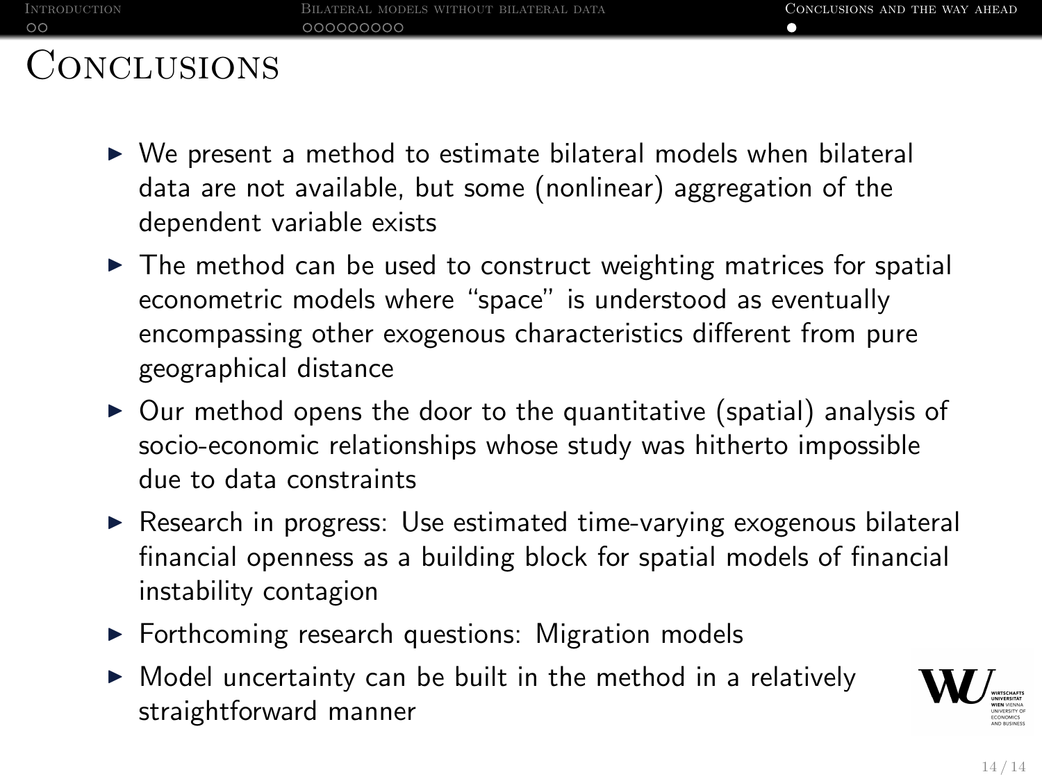# Conclusions

- We present a method to estimate bilateral models when bilateral data are not available, but some (nonlinear) aggregation of the dependent variable exists
- The method can be used to construct weighting matrices for spatial econometric models where "space" is understood as eventually encompassing other exogenous characteristics different from pure geographical distance
- Our method opens the door to the quantitative (spatial) analysis of socio-economic relationships whose study was hitherto impossible due to data constraints
- Research in progress: Use estimated time-varying exogenous bilateral financial openness as a building block for spatial models of financial instability contagion
- Forthcoming research questions: Migration models
- Model uncertainty can be built in the method in a relatively straightforward manner